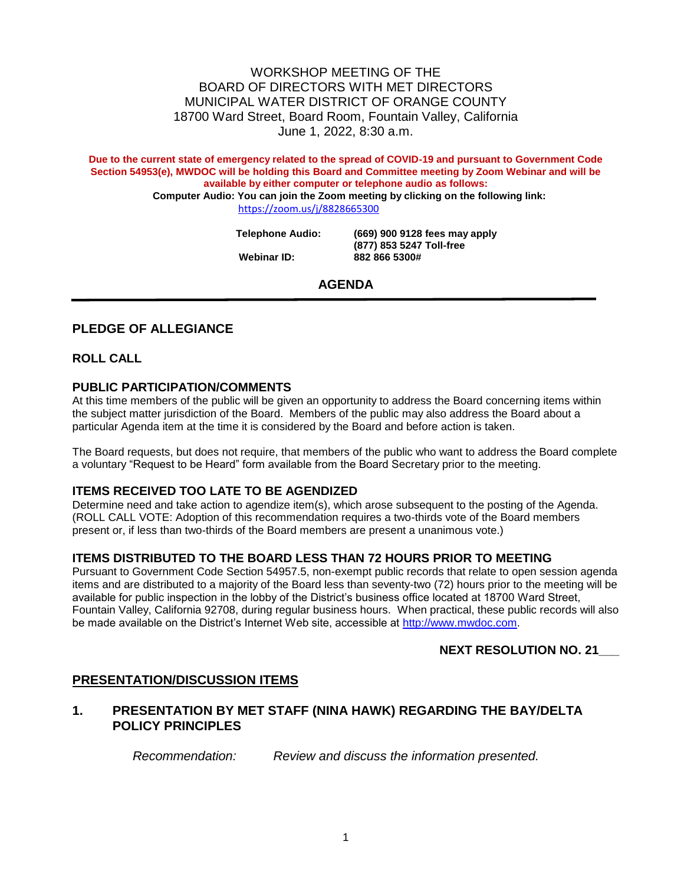WORKSHOP MEETING OF THE
BOARD OF DIRECTORS WITH MET DIRECTORS
MUNICIPAL WATER DISTRICT OF ORANGE COUNTY
18700 Ward Street, Board Room, Fountain Valley, California
June 1, 2022, 8:30 a.m.

**Due to the current state of emergency related to the spread of COVID-19 and pursuant to Government Code Section 54953(e), MWDOC will be holding this Board and Committee meeting by Zoom Webinar and will be available by either computer or telephone audio as follows:**

**Computer Audio: You can join the Zoom meeting by clicking on the following link:**
https://zoom.us/j/8828665300

| | |
|---|---|
| **Telephone Audio:** | **(669) 900 9128 fees may apply** |
| | **(877) 853 5247 Toll-free** |
| **Webinar ID:** | **882 866 5300#** |

# AGENDA

## PLEDGE OF ALLEGIANCE

## ROLL CALL

## PUBLIC PARTICIPATION/COMMENTS

At this time members of the public will be given an opportunity to address the Board concerning items within the subject matter jurisdiction of the Board. Members of the public may also address the Board about a particular Agenda item at the time it is considered by the Board and before action is taken.

The Board requests, but does not require, that members of the public who want to address the Board complete a voluntary "Request to be Heard" form available from the Board Secretary prior to the meeting.

## ITEMS RECEIVED TOO LATE TO BE AGENDIZED

Determine need and take action to agendize item(s), which arose subsequent to the posting of the Agenda. (ROLL CALL VOTE: Adoption of this recommendation requires a two-thirds vote of the Board members present or, if less than two-thirds of the Board members are present a unanimous vote.)

## ITEMS DISTRIBUTED TO THE BOARD LESS THAN 72 HOURS PRIOR TO MEETING

Pursuant to Government Code Section 54957.5, non-exempt public records that relate to open session agenda items and are distributed to a majority of the Board less than seventy-two (72) hours prior to the meeting will be available for public inspection in the lobby of the District's business office located at 18700 Ward Street, Fountain Valley, California 92708, during regular business hours. When practical, these public records will also be made available on the District's Internet Web site, accessible at http://www.mwdoc.com.

**NEXT RESOLUTION NO. 21___**

## PRESENTATION/DISCUSSION ITEMS

### 1. PRESENTATION BY MET STAFF (NINA HAWK) REGARDING THE BAY/DELTA POLICY PRINCIPLES

*Recommendation: Review and discuss the information presented.*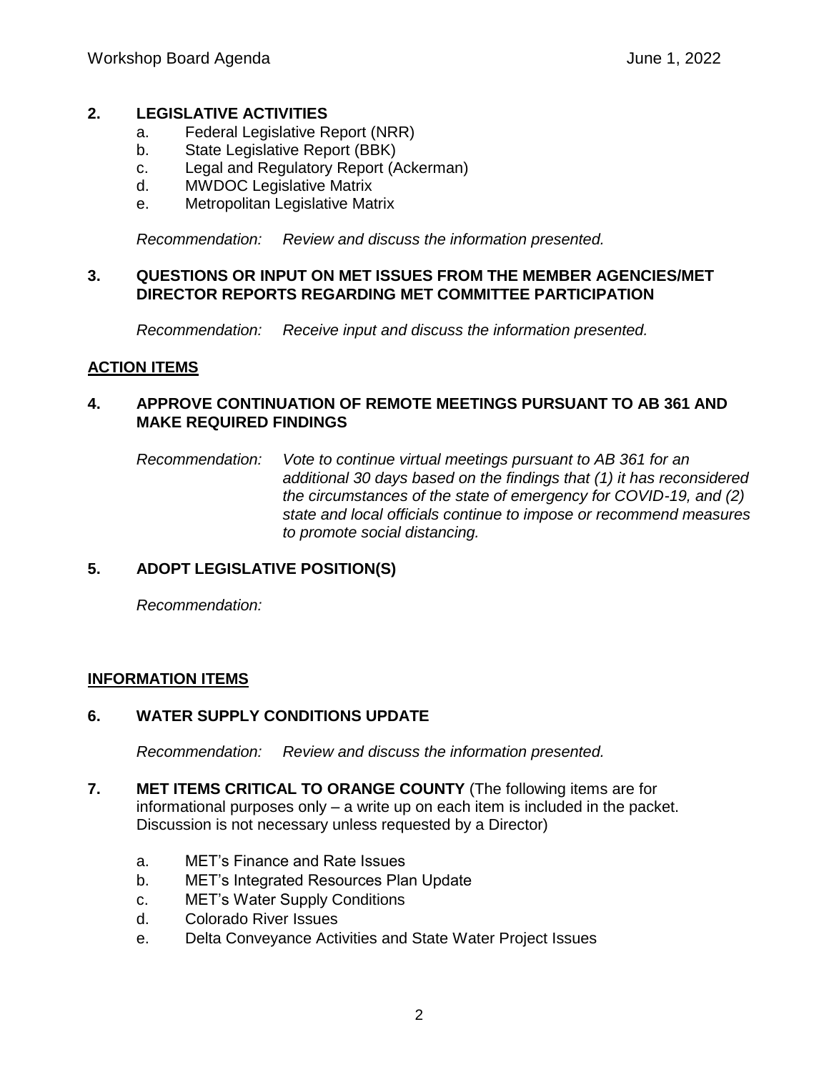**2. LEGISLATIVE ACTIVITIES**

a. Federal Legislative Report (NRR)
b. State Legislative Report (BBK)
c. Legal and Regulatory Report (Ackerman)
d. MWDOC Legislative Matrix
e. Metropolitan Legislative Matrix

*Recommendation: Review and discuss the information presented.*

**3. QUESTIONS OR INPUT ON MET ISSUES FROM THE MEMBER AGENCIES/MET DIRECTOR REPORTS REGARDING MET COMMITTEE PARTICIPATION**

*Recommendation: Receive input and discuss the information presented.*

**ACTION ITEMS**

**4. APPROVE CONTINUATION OF REMOTE MEETINGS PURSUANT TO AB 361 AND MAKE REQUIRED FINDINGS**

*Recommendation: Vote to continue virtual meetings pursuant to AB 361 for an additional 30 days based on the findings that (1) it has reconsidered the circumstances of the state of emergency for COVID-19, and (2) state and local officials continue to impose or recommend measures to promote social distancing.*

**5. ADOPT LEGISLATIVE POSITION(S)**

*Recommendation:*

**INFORMATION ITEMS**

**6. WATER SUPPLY CONDITIONS UPDATE**

*Recommendation: Review and discuss the information presented.*

**7. MET ITEMS CRITICAL TO ORANGE COUNTY** (The following items are for informational purposes only – a write up on each item is included in the packet. Discussion is not necessary unless requested by a Director)

a. MET's Finance and Rate Issues
b. MET's Integrated Resources Plan Update
c. MET's Water Supply Conditions
d. Colorado River Issues
e. Delta Conveyance Activities and State Water Project Issues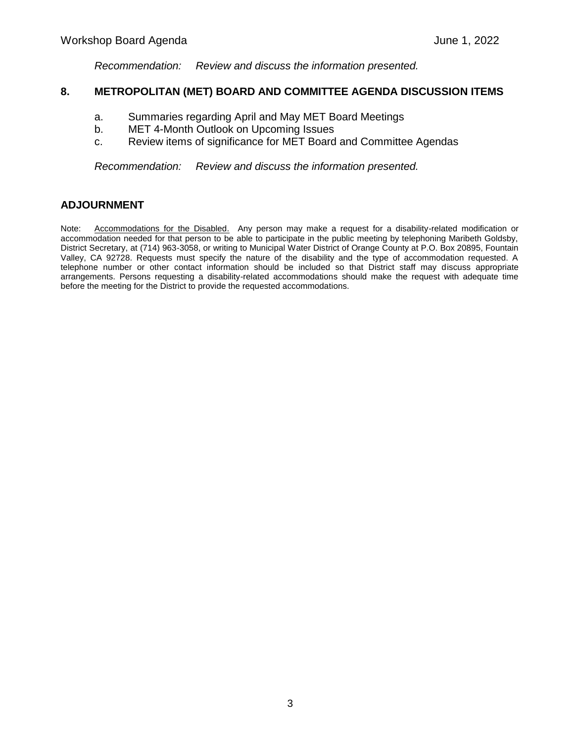*Recommendation: Review and discuss the information presented.*

## 8. METROPOLITAN (MET) BOARD AND COMMITTEE AGENDA DISCUSSION ITEMS

a. Summaries regarding April and May MET Board Meetings
b. MET 4-Month Outlook on Upcoming Issues
c. Review items of significance for MET Board and Committee Agendas

*Recommendation: Review and discuss the information presented.*

## ADJOURNMENT

Note: Accommodations for the Disabled. Any person may make a request for a disability-related modification or accommodation needed for that person to be able to participate in the public meeting by telephoning Maribeth Goldsby, District Secretary, at (714) 963-3058, or writing to Municipal Water District of Orange County at P.O. Box 20895, Fountain Valley, CA 92728. Requests must specify the nature of the disability and the type of accommodation requested. A telephone number or other contact information should be included so that District staff may discuss appropriate arrangements. Persons requesting a disability-related accommodations should make the request with adequate time before the meeting for the District to provide the requested accommodations.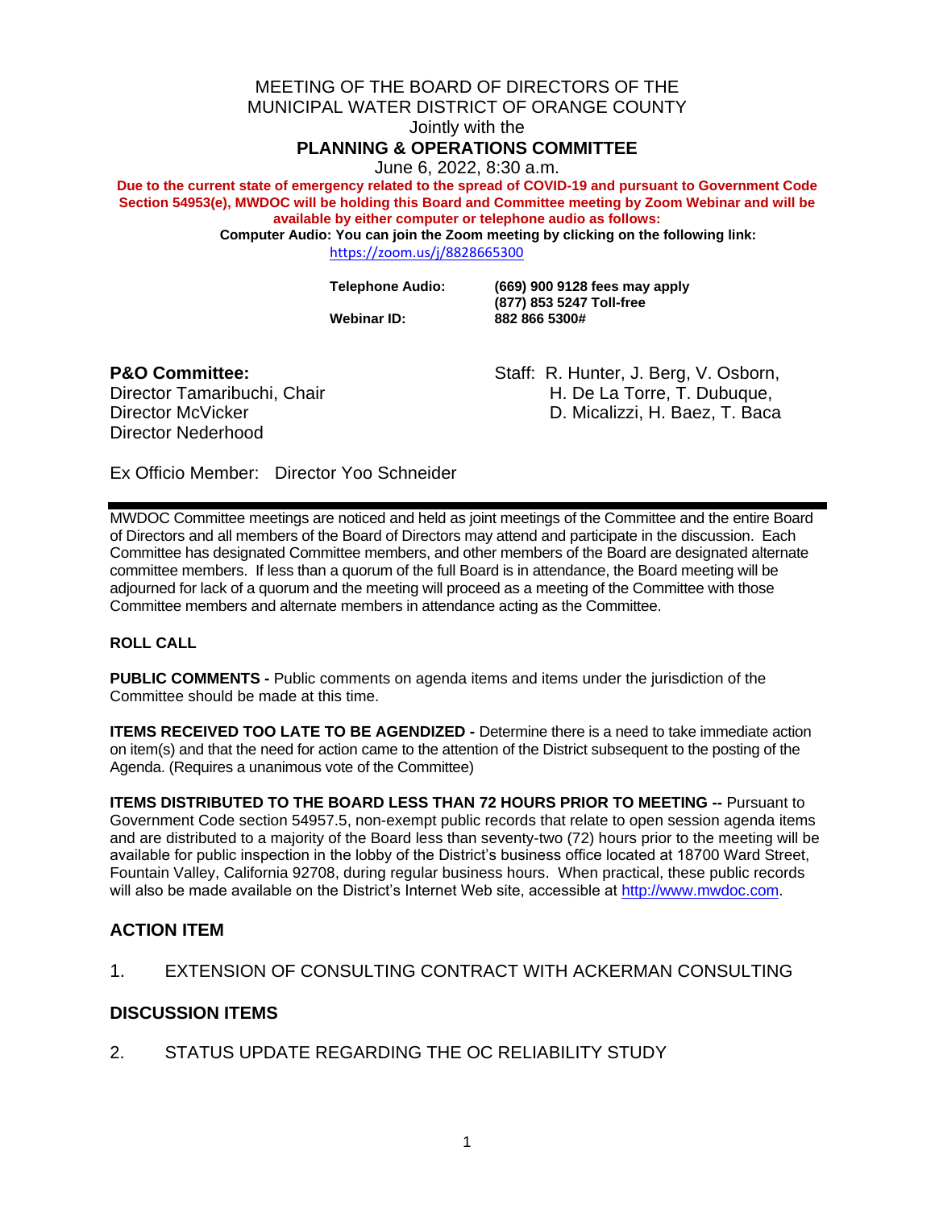MEETING OF THE BOARD OF DIRECTORS OF THE
MUNICIPAL WATER DISTRICT OF ORANGE COUNTY
Jointly with the

**PLANNING & OPERATIONS COMMITTEE**

June 6, 2022, 8:30 a.m.

**Due to the current state of emergency related to the spread of COVID-19 and pursuant to Government Code Section 54953(e), MWDOC will be holding this Board and Committee meeting by Zoom Webinar and will be available by either computer or telephone audio as follows:**

**Computer Audio: You can join the Zoom meeting by clicking on the following link:**
https://zoom.us/j/8828665300

| | |
|---|---|
| **Telephone Audio:** | **(669) 900 9128 fees may apply** |
| | **(877) 853 5247 Toll-free** |
| **Webinar ID:** | **882 866 5300#** |

**P&O Committee:**
Director Tamaribuchi, Chair
Director McVicker
Director Nederhood

Staff: R. Hunter, J. Berg, V. Osborn, H. De La Torre, T. Dubuque, D. Micalizzi, H. Baez, T. Baca

Ex Officio Member: Director Yoo Schneider

---

MWDOC Committee meetings are noticed and held as joint meetings of the Committee and the entire Board of Directors and all members of the Board of Directors may attend and participate in the discussion. Each Committee has designated Committee members, and other members of the Board are designated alternate committee members. If less than a quorum of the full Board is in attendance, the Board meeting will be adjourned for lack of a quorum and the meeting will proceed as a meeting of the Committee with those Committee members and alternate members in attendance acting as the Committee.

**ROLL CALL**

**PUBLIC COMMENTS -** Public comments on agenda items and items under the jurisdiction of the Committee should be made at this time.

**ITEMS RECEIVED TOO LATE TO BE AGENDIZED -** Determine there is a need to take immediate action on item(s) and that the need for action came to the attention of the District subsequent to the posting of the Agenda. (Requires a unanimous vote of the Committee)

**ITEMS DISTRIBUTED TO THE BOARD LESS THAN 72 HOURS PRIOR TO MEETING --** Pursuant to Government Code section 54957.5, non-exempt public records that relate to open session agenda items and are distributed to a majority of the Board less than seventy-two (72) hours prior to the meeting will be available for public inspection in the lobby of the District's business office located at 18700 Ward Street, Fountain Valley, California 92708, during regular business hours. When practical, these public records will also be made available on the District's Internet Web site, accessible at http://www.mwdoc.com.

## ACTION ITEM

1. EXTENSION OF CONSULTING CONTRACT WITH ACKERMAN CONSULTING

## DISCUSSION ITEMS

2. STATUS UPDATE REGARDING THE OC RELIABILITY STUDY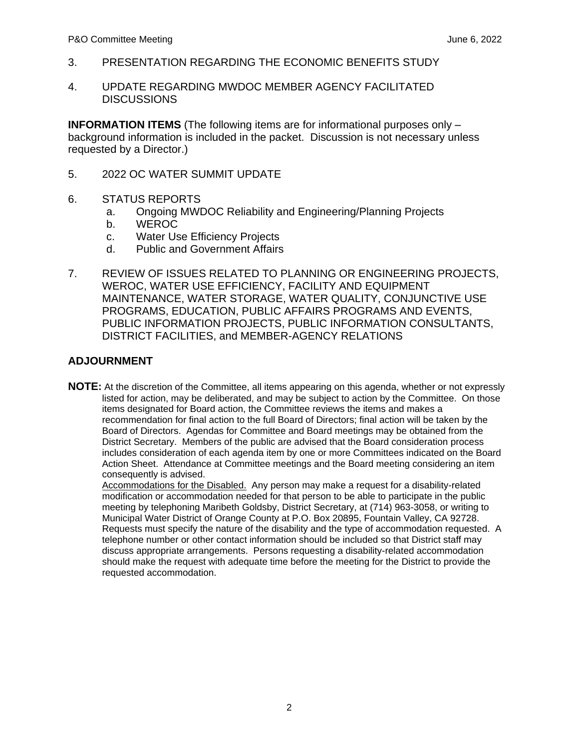3. PRESENTATION REGARDING THE ECONOMIC BENEFITS STUDY

4. UPDATE REGARDING MWDOC MEMBER AGENCY FACILITATED DISCUSSIONS

**INFORMATION ITEMS** (The following items are for informational purposes only – background information is included in the packet. Discussion is not necessary unless requested by a Director.)

5. 2022 OC WATER SUMMIT UPDATE

6. STATUS REPORTS
   a. Ongoing MWDOC Reliability and Engineering/Planning Projects
   b. WEROC
   c. Water Use Efficiency Projects
   d. Public and Government Affairs

7. REVIEW OF ISSUES RELATED TO PLANNING OR ENGINEERING PROJECTS, WEROC, WATER USE EFFICIENCY, FACILITY AND EQUIPMENT MAINTENANCE, WATER STORAGE, WATER QUALITY, CONJUNCTIVE USE PROGRAMS, EDUCATION, PUBLIC AFFAIRS PROGRAMS AND EVENTS, PUBLIC INFORMATION PROJECTS, PUBLIC INFORMATION CONSULTANTS, DISTRICT FACILITIES, and MEMBER-AGENCY RELATIONS

## ADJOURNMENT

**NOTE:** At the discretion of the Committee, all items appearing on this agenda, whether or not expressly listed for action, may be deliberated, and may be subject to action by the Committee. On those items designated for Board action, the Committee reviews the items and makes a recommendation for final action to the full Board of Directors; final action will be taken by the Board of Directors. Agendas for Committee and Board meetings may be obtained from the District Secretary. Members of the public are advised that the Board consideration process includes consideration of each agenda item by one or more Committees indicated on the Board Action Sheet. Attendance at Committee meetings and the Board meeting considering an item consequently is advised.

Accommodations for the Disabled. Any person may make a request for a disability-related modification or accommodation needed for that person to be able to participate in the public meeting by telephoning Maribeth Goldsby, District Secretary, at (714) 963-3058, or writing to Municipal Water District of Orange County at P.O. Box 20895, Fountain Valley, CA 92728. Requests must specify the nature of the disability and the type of accommodation requested. A telephone number or other contact information should be included so that District staff may discuss appropriate arrangements. Persons requesting a disability-related accommodation should make the request with adequate time before the meeting for the District to provide the requested accommodation.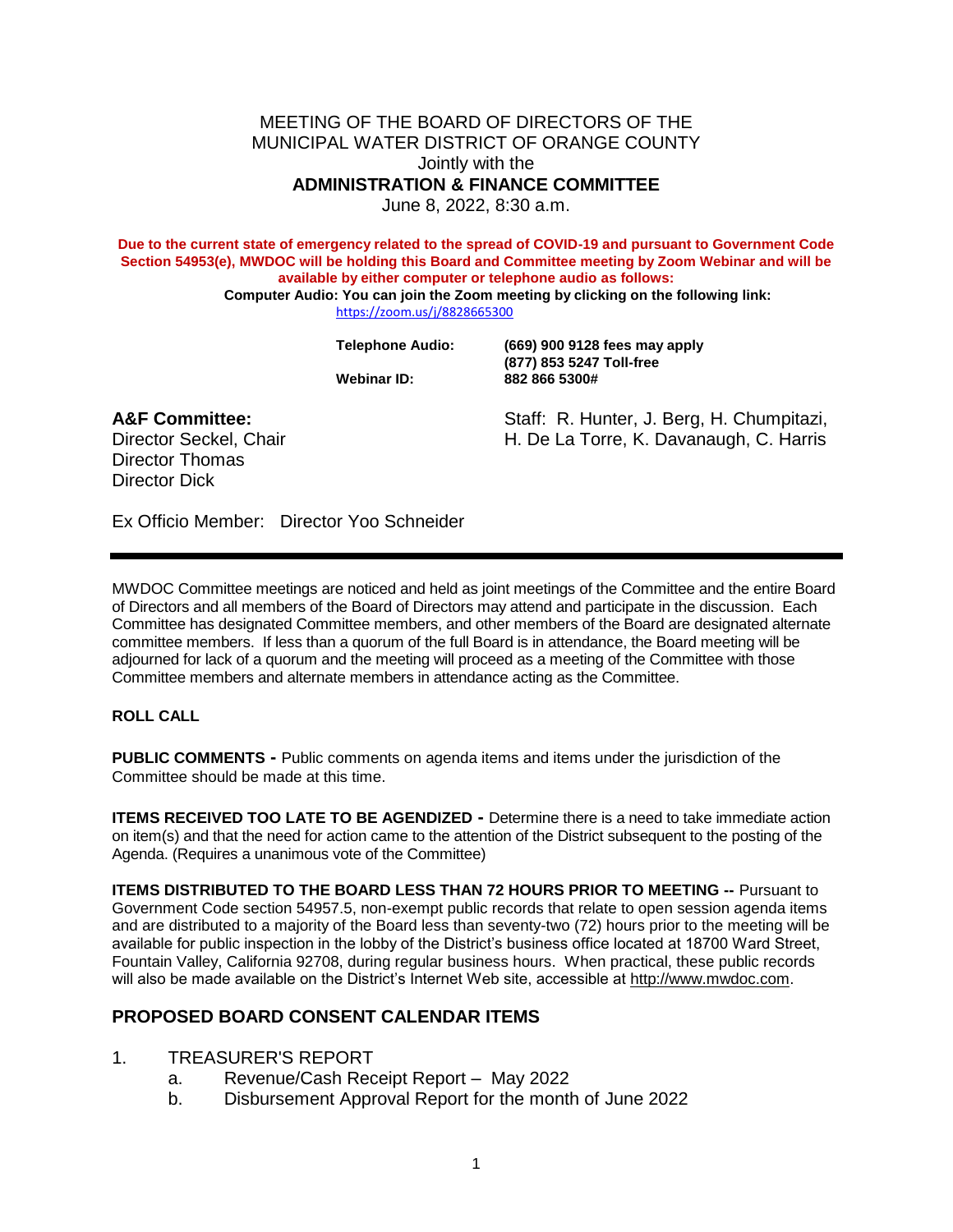MEETING OF THE BOARD OF DIRECTORS OF THE
MUNICIPAL WATER DISTRICT OF ORANGE COUNTY
Jointly with the
**ADMINISTRATION & FINANCE COMMITTEE**
June 8, 2022, 8:30 a.m.

**Due to the current state of emergency related to the spread of COVID-19 and pursuant to Government Code Section 54953(e), MWDOC will be holding this Board and Committee meeting by Zoom Webinar and will be available by either computer or telephone audio as follows:**

**Computer Audio: You can join the Zoom meeting by clicking on the following link:**
https://zoom.us/j/8828665300

| | |
|---|---|
| **Telephone Audio:** | **(669) 900 9128 fees may apply** |
| | **(877) 853 5247 Toll-free** |
| **Webinar ID:** | **882 866 5300#** |

**A&F Committee:**
Director Seckel, Chair
Director Thomas
Director Dick

Staff: R. Hunter, J. Berg, H. Chumpitazi, H. De La Torre, K. Davanaugh, C. Harris

Ex Officio Member: Director Yoo Schneider

---

MWDOC Committee meetings are noticed and held as joint meetings of the Committee and the entire Board of Directors and all members of the Board of Directors may attend and participate in the discussion. Each Committee has designated Committee members, and other members of the Board are designated alternate committee members. If less than a quorum of the full Board is in attendance, the Board meeting will be adjourned for lack of a quorum and the meeting will proceed as a meeting of the Committee with those Committee members and alternate members in attendance acting as the Committee.

**ROLL CALL**

**PUBLIC COMMENTS -** Public comments on agenda items and items under the jurisdiction of the Committee should be made at this time.

**ITEMS RECEIVED TOO LATE TO BE AGENDIZED -** Determine there is a need to take immediate action on item(s) and that the need for action came to the attention of the District subsequent to the posting of the Agenda. (Requires a unanimous vote of the Committee)

**ITEMS DISTRIBUTED TO THE BOARD LESS THAN 72 HOURS PRIOR TO MEETING --** Pursuant to Government Code section 54957.5, non-exempt public records that relate to open session agenda items and are distributed to a majority of the Board less than seventy-two (72) hours prior to the meeting will be available for public inspection in the lobby of the District's business office located at 18700 Ward Street, Fountain Valley, California 92708, during regular business hours. When practical, these public records will also be made available on the District's Internet Web site, accessible at http://www.mwdoc.com.

## PROPOSED BOARD CONSENT CALENDAR ITEMS

1. TREASURER'S REPORT
   a. Revenue/Cash Receipt Report – May 2022
   b. Disbursement Approval Report for the month of June 2022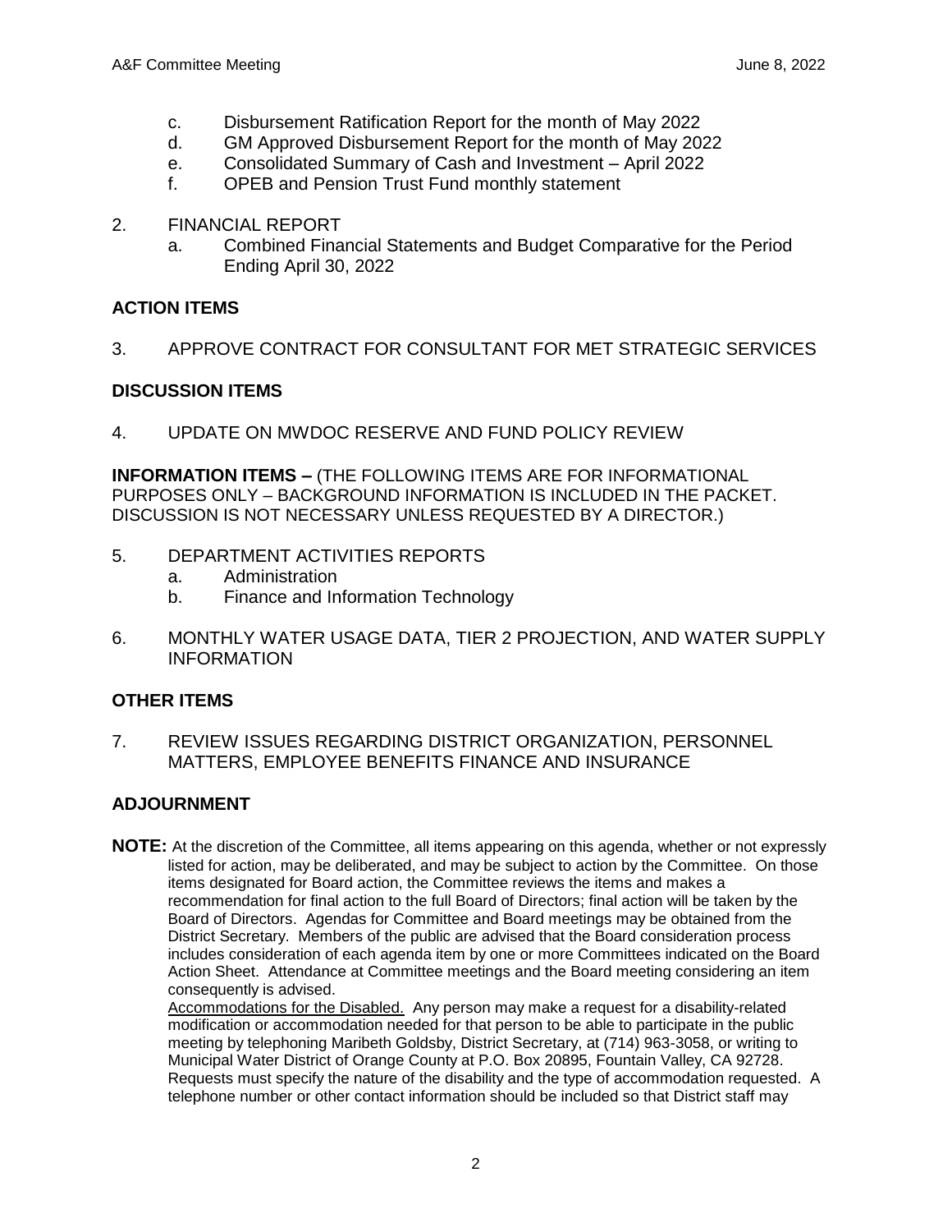c. Disbursement Ratification Report for the month of May 2022
d. GM Approved Disbursement Report for the month of May 2022
e. Consolidated Summary of Cash and Investment – April 2022
f. OPEB and Pension Trust Fund monthly statement

2. FINANCIAL REPORT
   a. Combined Financial Statements and Budget Comparative for the Period Ending April 30, 2022

**ACTION ITEMS**

3. APPROVE CONTRACT FOR CONSULTANT FOR MET STRATEGIC SERVICES

**DISCUSSION ITEMS**

4. UPDATE ON MWDOC RESERVE AND FUND POLICY REVIEW

**INFORMATION ITEMS –** (THE FOLLOWING ITEMS ARE FOR INFORMATIONAL PURPOSES ONLY – BACKGROUND INFORMATION IS INCLUDED IN THE PACKET. DISCUSSION IS NOT NECESSARY UNLESS REQUESTED BY A DIRECTOR.)

5. DEPARTMENT ACTIVITIES REPORTS
   a. Administration
   b. Finance and Information Technology

6. MONTHLY WATER USAGE DATA, TIER 2 PROJECTION, AND WATER SUPPLY INFORMATION

**OTHER ITEMS**

7. REVIEW ISSUES REGARDING DISTRICT ORGANIZATION, PERSONNEL MATTERS, EMPLOYEE BENEFITS FINANCE AND INSURANCE

**ADJOURNMENT**

**NOTE:** At the discretion of the Committee, all items appearing on this agenda, whether or not expressly listed for action, may be deliberated, and may be subject to action by the Committee. On those items designated for Board action, the Committee reviews the items and makes a recommendation for final action to the full Board of Directors; final action will be taken by the Board of Directors. Agendas for Committee and Board meetings may be obtained from the District Secretary. Members of the public are advised that the Board consideration process includes consideration of each agenda item by one or more Committees indicated on the Board Action Sheet. Attendance at Committee meetings and the Board meeting considering an item consequently is advised.

Accommodations for the Disabled. Any person may make a request for a disability-related modification or accommodation needed for that person to be able to participate in the public meeting by telephoning Maribeth Goldsby, District Secretary, at (714) 963-3058, or writing to Municipal Water District of Orange County at P.O. Box 20895, Fountain Valley, CA 92728. Requests must specify the nature of the disability and the type of accommodation requested. A telephone number or other contact information should be included so that District staff may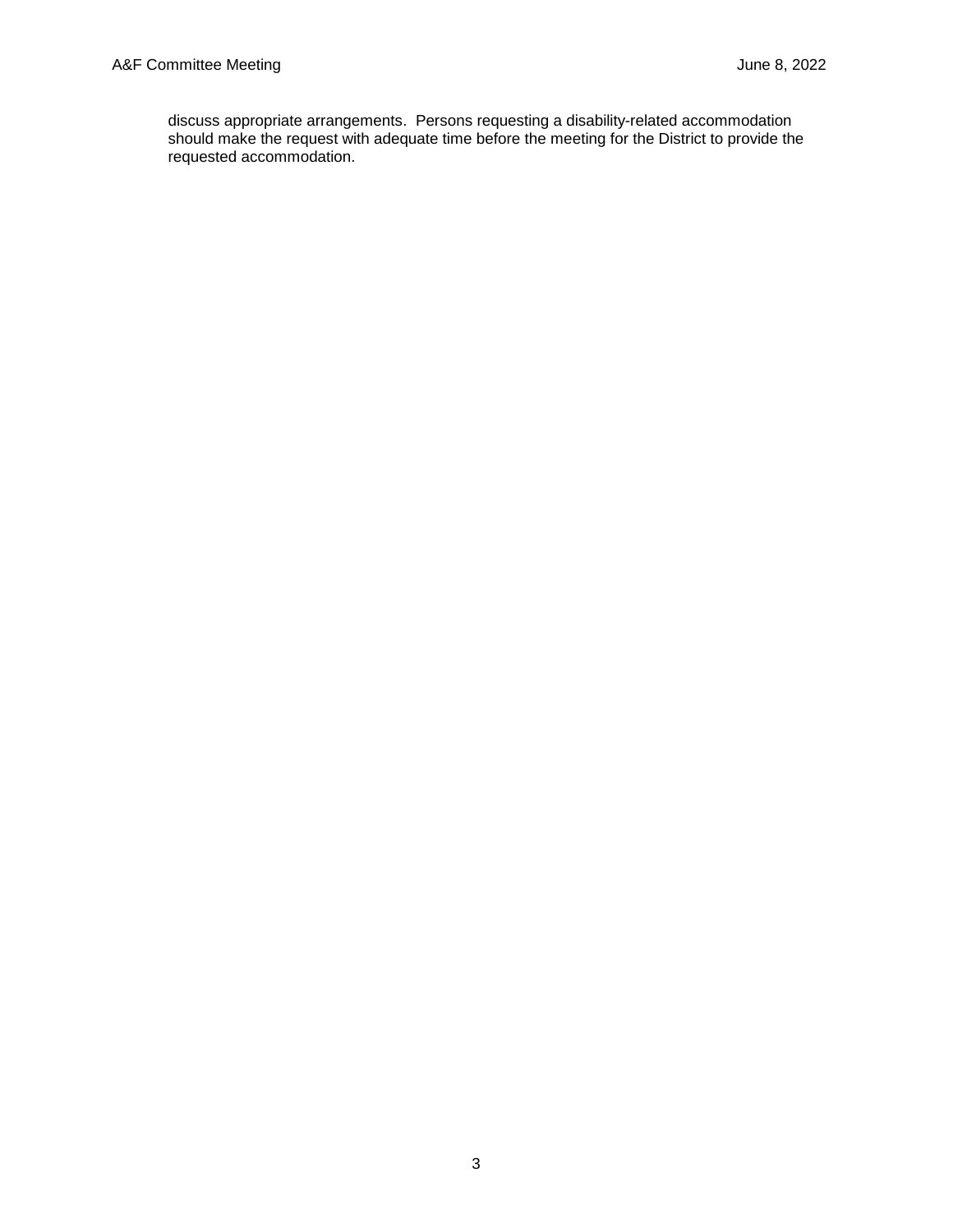discuss appropriate arrangements. Persons requesting a disability-related accommodation should make the request with adequate time before the meeting for the District to provide the requested accommodation.